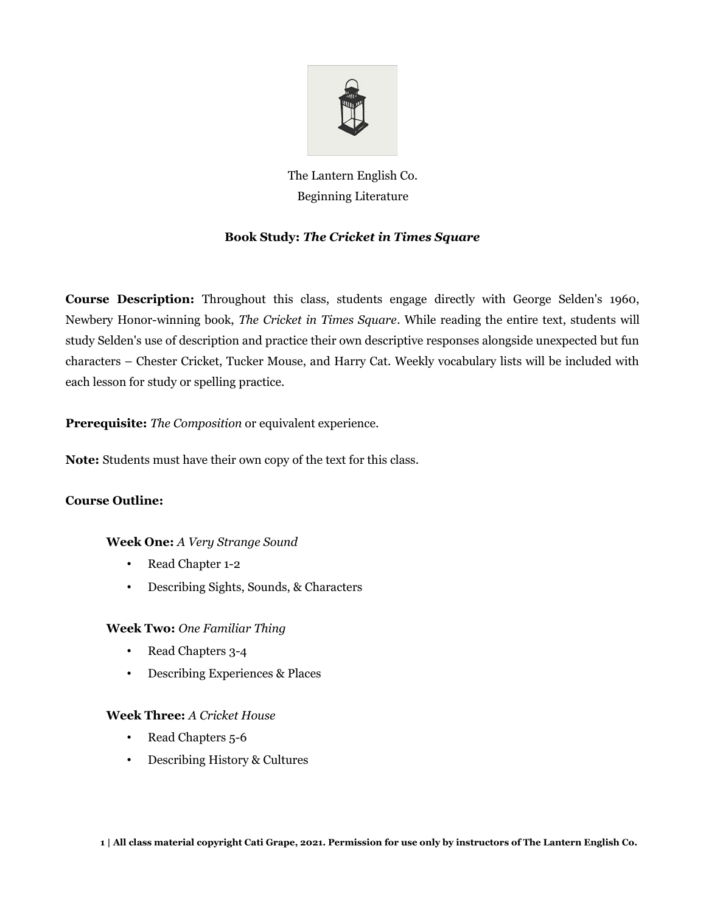The Lantern English Co.
Beginning Literature

**Book Study: *The Cricket in Times Square***

**Course Description:** Throughout this class, students engage directly with George Selden's 1960, Newbery Honor-winning book, *The Cricket in Times Square*. While reading the entire text, students will study Selden's use of description and practice their own descriptive responses alongside unexpected but fun characters – Chester Cricket, Tucker Mouse, and Harry Cat. Weekly vocabulary lists will be included with each lesson for study or spelling practice.

**Prerequisite:** *The Composition* or equivalent experience.

**Note:** Students must have their own copy of the text for this class.

**Course Outline:**

**Week One:** *A Very Strange Sound*

- Read Chapter 1-2
- Describing Sights, Sounds, & Characters

**Week Two:** *One Familiar Thing*

- Read Chapters 3-4
- Describing Experiences & Places

**Week Three:** *A Cricket House*

- Read Chapters 5-6
- Describing History & Cultures

**All class material copyright Cati Grape, 2021. Permission for use only by instructors of The Lantern English Co.**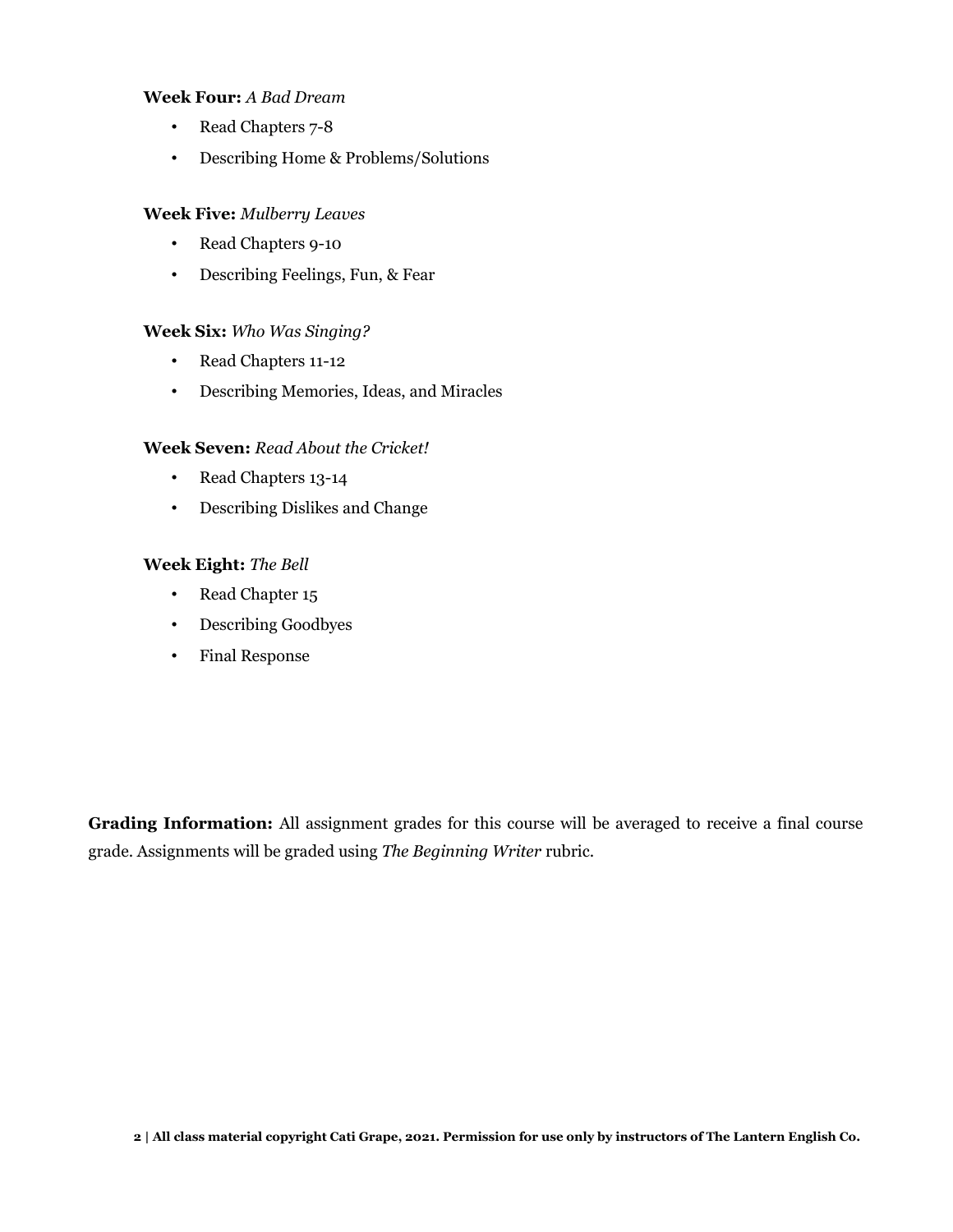**Week Four:** *A Bad Dream*

- Read Chapters 7-8
- Describing Home & Problems/Solutions

**Week Five:** *Mulberry Leaves*

- Read Chapters 9-10
- Describing Feelings, Fun, & Fear

**Week Six:** *Who Was Singing?*

- Read Chapters 11-12
- Describing Memories, Ideas, and Miracles

**Week Seven:** *Read About the Cricket!*

- Read Chapters 13-14
- Describing Dislikes and Change

**Week Eight:** *The Bell*

- Read Chapter 15
- Describing Goodbyes
- Final Response

**Grading Information:** All assignment grades for this course will be averaged to receive a final course grade. Assignments will be graded using *The Beginning Writer* rubric.

**All class material copyright Cati Grape, 2021. Permission for use only by instructors of The Lantern English Co.**